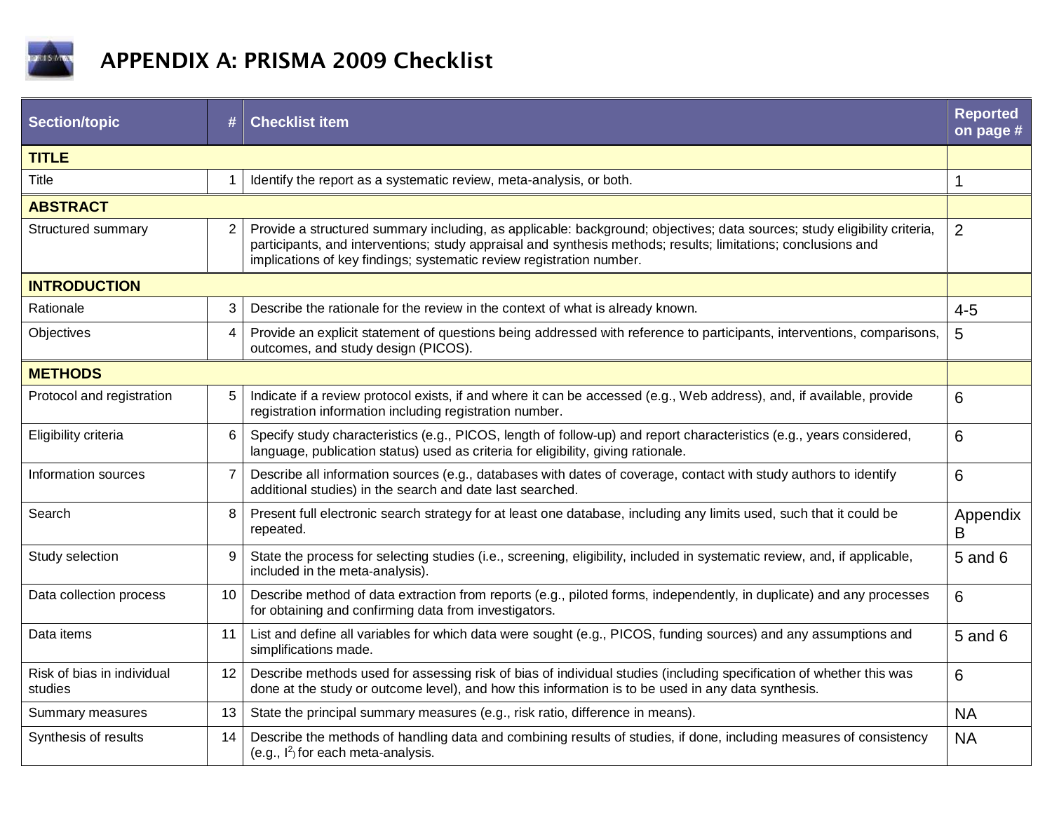# APPENDIX A: PRISMA 2009 Checklist

| Section/topic | # | Checklist item | Reported on page # |
|---|---|---|---|
| **TITLE** | | | |
| Title | 1 | Identify the report as a systematic review, meta-analysis, or both. | 1 |
| **ABSTRACT** | | | |
| Structured summary | 2 | Provide a structured summary including, as applicable: background; objectives; data sources; study eligibility criteria, participants, and interventions; study appraisal and synthesis methods; results; limitations; conclusions and implications of key findings; systematic review registration number. | 2 |
| **INTRODUCTION** | | | |
| Rationale | 3 | Describe the rationale for the review in the context of what is already known. | 4-5 |
| Objectives | 4 | Provide an explicit statement of questions being addressed with reference to participants, interventions, comparisons, outcomes, and study design (PICOS). | 5 |
| **METHODS** | | | |
| Protocol and registration | 5 | Indicate if a review protocol exists, if and where it can be accessed (e.g., Web address), and, if available, provide registration information including registration number. | 6 |
| Eligibility criteria | 6 | Specify study characteristics (e.g., PICOS, length of follow-up) and report characteristics (e.g., years considered, language, publication status) used as criteria for eligibility, giving rationale. | 6 |
| Information sources | 7 | Describe all information sources (e.g., databases with dates of coverage, contact with study authors to identify additional studies) in the search and date last searched. | 6 |
| Search | 8 | Present full electronic search strategy for at least one database, including any limits used, such that it could be repeated. | Appendix B |
| Study selection | 9 | State the process for selecting studies (i.e., screening, eligibility, included in systematic review, and, if applicable, included in the meta-analysis). | 5 and 6 |
| Data collection process | 10 | Describe method of data extraction from reports (e.g., piloted forms, independently, in duplicate) and any processes for obtaining and confirming data from investigators. | 6 |
| Data items | 11 | List and define all variables for which data were sought (e.g., PICOS, funding sources) and any assumptions and simplifications made. | 5 and 6 |
| Risk of bias in individual studies | 12 | Describe methods used for assessing risk of bias of individual studies (including specification of whether this was done at the study or outcome level), and how this information is to be used in any data synthesis. | 6 |
| Summary measures | 13 | State the principal summary measures (e.g., risk ratio, difference in means). | NA |
| Synthesis of results | 14 | Describe the methods of handling data and combining results of studies, if done, including measures of consistency (e.g., $I^2$) for each meta-analysis. | NA |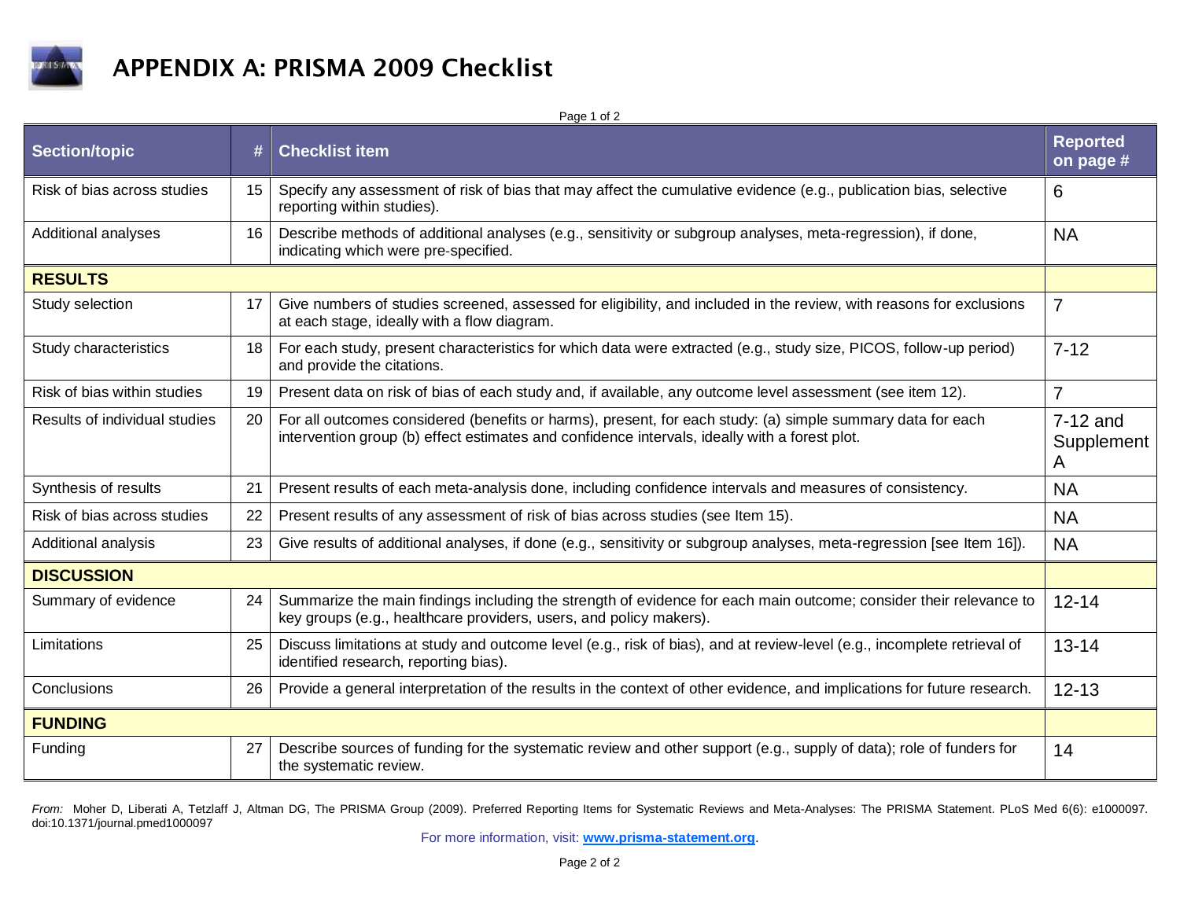# APPENDIX A: PRISMA 2009 Checklist

| Section/topic | # | Checklist item | Reported on page # |
|---|---|---|---|
| Risk of bias across studies | 15 | Specify any assessment of risk of bias that may affect the cumulative evidence (e.g., publication bias, selective reporting within studies). | 6 |
| Additional analyses | 16 | Describe methods of additional analyses (e.g., sensitivity or subgroup analyses, meta-regression), if done, indicating which were pre-specified. | NA |
| **RESULTS** | | | |
| Study selection | 17 | Give numbers of studies screened, assessed for eligibility, and included in the review, with reasons for exclusions at each stage, ideally with a flow diagram. | 7 |
| Study characteristics | 18 | For each study, present characteristics for which data were extracted (e.g., study size, PICOS, follow-up period) and provide the citations. | 7-12 |
| Risk of bias within studies | 19 | Present data on risk of bias of each study and, if available, any outcome level assessment (see item 12). | 7 |
| Results of individual studies | 20 | For all outcomes considered (benefits or harms), present, for each study: (a) simple summary data for each intervention group (b) effect estimates and confidence intervals, ideally with a forest plot. | 7-12 and Supplement A |
| Synthesis of results | 21 | Present results of each meta-analysis done, including confidence intervals and measures of consistency. | NA |
| Risk of bias across studies | 22 | Present results of any assessment of risk of bias across studies (see Item 15). | NA |
| Additional analysis | 23 | Give results of additional analyses, if done (e.g., sensitivity or subgroup analyses, meta-regression [see Item 16]). | NA |
| **DISCUSSION** | | | |
| Summary of evidence | 24 | Summarize the main findings including the strength of evidence for each main outcome; consider their relevance to key groups (e.g., healthcare providers, users, and policy makers). | 12-14 |
| Limitations | 25 | Discuss limitations at study and outcome level (e.g., risk of bias), and at review-level (e.g., incomplete retrieval of identified research, reporting bias). | 13-14 |
| Conclusions | 26 | Provide a general interpretation of the results in the context of other evidence, and implications for future research. | 12-13 |
| **FUNDING** | | | |
| Funding | 27 | Describe sources of funding for the systematic review and other support (e.g., supply of data); role of funders for the systematic review. | 14 |

*From:* Moher D, Liberati A, Tetzlaff J, Altman DG, The PRISMA Group (2009). Preferred Reporting Items for Systematic Reviews and Meta-Analyses: The PRISMA Statement. PLoS Med 6(6): e1000097. doi:10.1371/journal.pmed1000097

For more information, visit: **www.prisma-statement.org**.